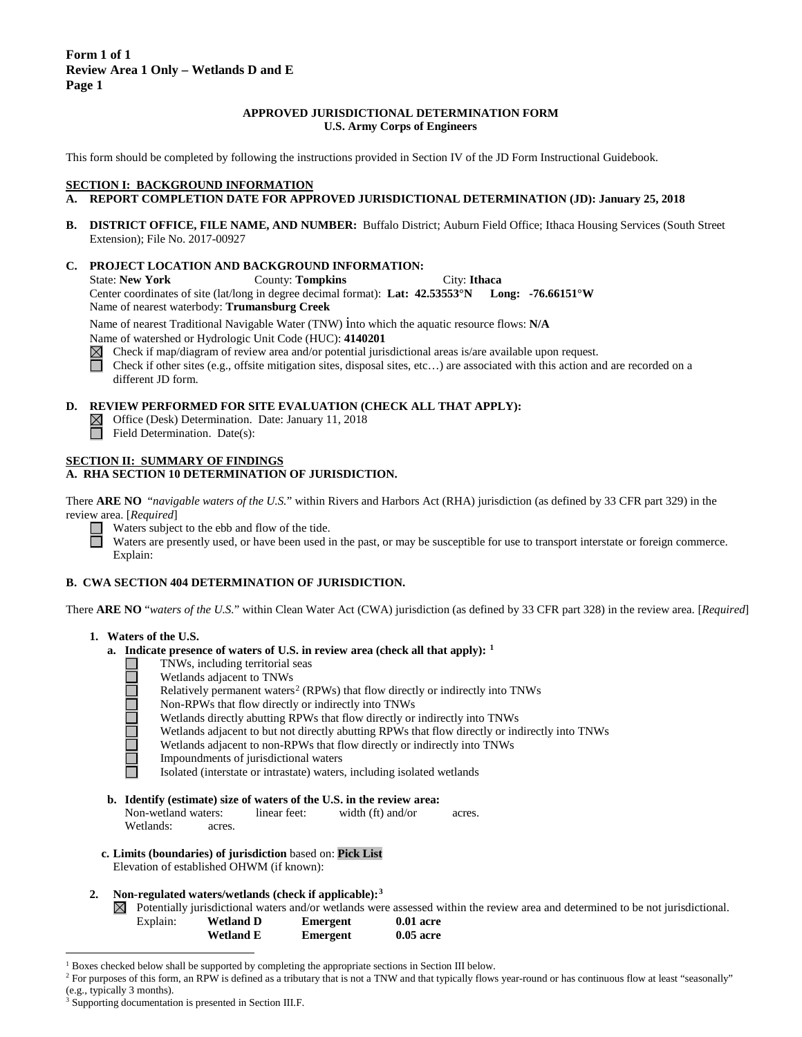**Form 1 of 1**
**Review Area 1 Only – Wetlands D and E**
**Page 1**

**APPROVED JURISDICTIONAL DETERMINATION FORM**
**U.S. Army Corps of Engineers**

This form should be completed by following the instructions provided in Section IV of the JD Form Instructional Guidebook.

## SECTION I: BACKGROUND INFORMATION

**A. REPORT COMPLETION DATE FOR APPROVED JURISDICTIONAL DETERMINATION (JD): January 25, 2018**

**B. DISTRICT OFFICE, FILE NAME, AND NUMBER:** Buffalo District; Auburn Field Office; Ithaca Housing Services (South Street Extension); File No. 2017-00927

**C. PROJECT LOCATION AND BACKGROUND INFORMATION:**

State: **New York** County: **Tompkins** City: **Ithaca**
Center coordinates of site (lat/long in degree decimal format): **Lat: 42.53553°N Long: -76.66151°W**
Name of nearest waterbody: **Trumansburg Creek**

Name of nearest Traditional Navigable Water (TNW) into which the aquatic resource flows: **N/A**
Name of watershed or Hydrologic Unit Code (HUC): **4140201**

☒ Check if map/diagram of review area and/or potential jurisdictional areas is/are available upon request.
☐ Check if other sites (e.g., offsite mitigation sites, disposal sites, etc…) are associated with this action and are recorded on a different JD form.

**D. REVIEW PERFORMED FOR SITE EVALUATION (CHECK ALL THAT APPLY):**

☒ Office (Desk) Determination. Date: January 11, 2018
☐ Field Determination. Date(s):

## SECTION II: SUMMARY OF FINDINGS

**A. RHA SECTION 10 DETERMINATION OF JURISDICTION.**

There **ARE NO** "*navigable waters of the U.S.*" within Rivers and Harbors Act (RHA) jurisdiction (as defined by 33 CFR part 329) in the review area. [*Required*]

☐ Waters subject to the ebb and flow of the tide.
☐ Waters are presently used, or have been used in the past, or may be susceptible for use to transport interstate or foreign commerce. Explain:

**B. CWA SECTION 404 DETERMINATION OF JURISDICTION.**

There **ARE NO** "*waters of the U.S.*" within Clean Water Act (CWA) jurisdiction (as defined by 33 CFR part 328) in the review area. [*Required*]

**1. Waters of the U.S.**

**a. Indicate presence of waters of U.S. in review area (check all that apply):** [1]

☐ TNWs, including territorial seas
☐ Wetlands adjacent to TNWs
☐ Relatively permanent waters[2] (RPWs) that flow directly or indirectly into TNWs
☐ Non-RPWs that flow directly or indirectly into TNWs
☐ Wetlands directly abutting RPWs that flow directly or indirectly into TNWs
☐ Wetlands adjacent to but not directly abutting RPWs that flow directly or indirectly into TNWs
☐ Wetlands adjacent to non-RPWs that flow directly or indirectly into TNWs
☐ Impoundments of jurisdictional waters
☐ Isolated (interstate or intrastate) waters, including isolated wetlands

**b. Identify (estimate) size of waters of the U.S. in the review area:**
Non-wetland waters: linear feet: width (ft) and/or acres.
Wetlands: acres.

**c. Limits (boundaries) of jurisdiction** based on: **Pick List**
Elevation of established OHWM (if known):

**2. Non-regulated waters/wetlands (check if applicable):**[3]

☒ Potentially jurisdictional waters and/or wetlands were assessed within the review area and determined to be not jurisdictional.
Explain:

| | | |
|---|---|---|
| **Wetland D** | **Emergent** | **0.01 acre** |
| **Wetland E** | **Emergent** | **0.05 acre** |

---

[1] Boxes checked below shall be supported by completing the appropriate sections in Section III below.
[2] For purposes of this form, an RPW is defined as a tributary that is not a TNW and that typically flows year-round or has continuous flow at least "seasonally" (e.g., typically 3 months).
[3] Supporting documentation is presented in Section III.F.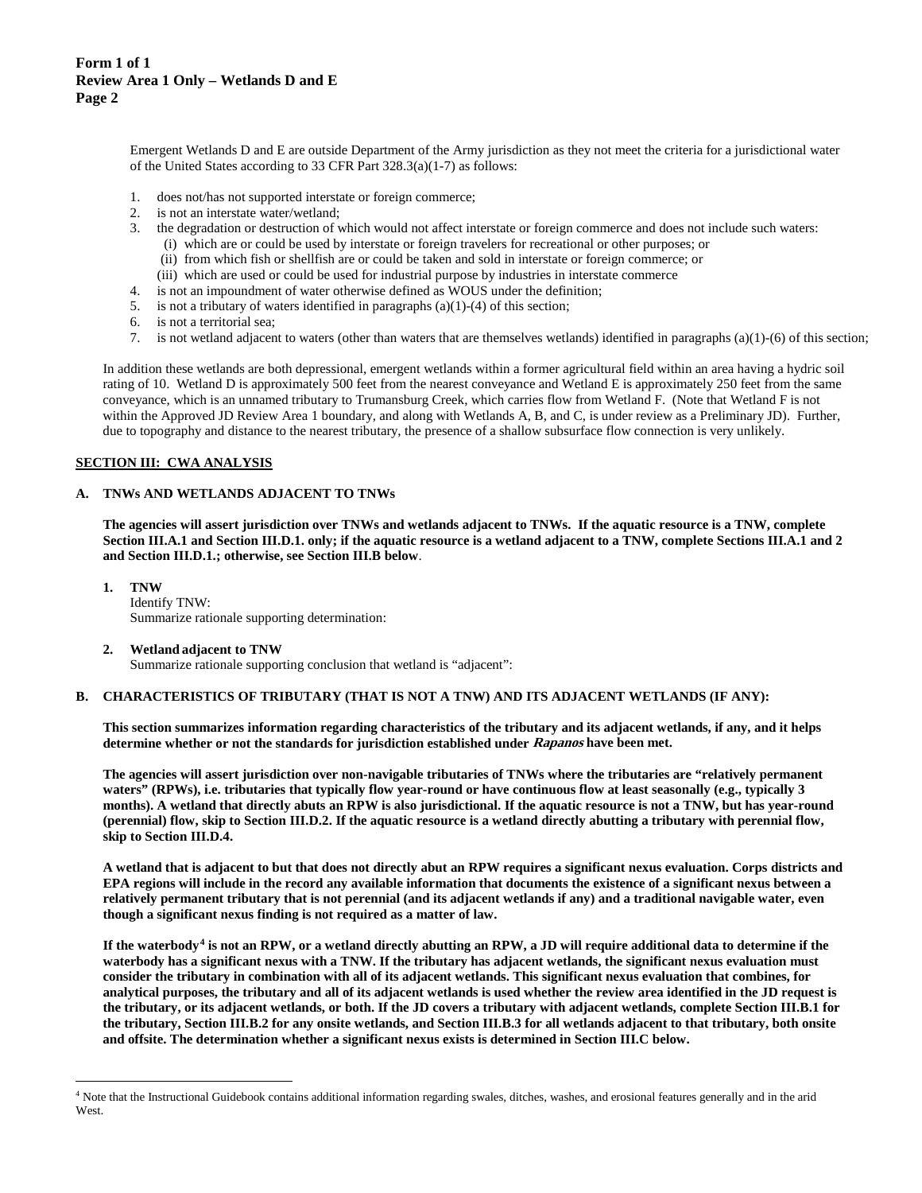**Form 1 of 1**
**Review Area 1 Only – Wetlands D and E**
**Page 2**

Emergent Wetlands D and E are outside Department of the Army jurisdiction as they not meet the criteria for a jurisdictional water of the United States according to 33 CFR Part 328.3(a)(1-7) as follows:

1. does not/has not supported interstate or foreign commerce;
2. is not an interstate water/wetland;
3. the degradation or destruction of which would not affect interstate or foreign commerce and does not include such waters:
   (i) which are or could be used by interstate or foreign travelers for recreational or other purposes; or
   (ii) from which fish or shellfish are or could be taken and sold in interstate or foreign commerce; or
   (iii) which are used or could be used for industrial purpose by industries in interstate commerce
4. is not an impoundment of water otherwise defined as WOUS under the definition;
5. is not a tributary of waters identified in paragraphs (a)(1)-(4) of this section;
6. is not a territorial sea;
7. is not wetland adjacent to waters (other than waters that are themselves wetlands) identified in paragraphs (a)(1)-(6) of this section;

In addition these wetlands are both depressional, emergent wetlands within a former agricultural field within an area having a hydric soil rating of 10. Wetland D is approximately 500 feet from the nearest conveyance and Wetland E is approximately 250 feet from the same conveyance, which is an unnamed tributary to Trumansburg Creek, which carries flow from Wetland F. (Note that Wetland F is not within the Approved JD Review Area 1 boundary, and along with Wetlands A, B, and C, is under review as a Preliminary JD). Further, due to topography and distance to the nearest tributary, the presence of a shallow subsurface flow connection is very unlikely.

## SECTION III: CWA ANALYSIS

### A. TNWs AND WETLANDS ADJACENT TO TNWs

**The agencies will assert jurisdiction over TNWs and wetlands adjacent to TNWs. If the aquatic resource is a TNW, complete Section III.A.1 and Section III.D.1. only; if the aquatic resource is a wetland adjacent to a TNW, complete Sections III.A.1 and 2 and Section III.D.1.; otherwise, see Section III.B below**.

**1. TNW**
Identify TNW:
Summarize rationale supporting determination:

**2. Wetland adjacent to TNW**
Summarize rationale supporting conclusion that wetland is "adjacent":

### B. CHARACTERISTICS OF TRIBUTARY (THAT IS NOT A TNW) AND ITS ADJACENT WETLANDS (IF ANY):

**This section summarizes information regarding characteristics of the tributary and its adjacent wetlands, if any, and it helps determine whether or not the standards for jurisdiction established under *Rapanos* have been met.**

**The agencies will assert jurisdiction over non-navigable tributaries of TNWs where the tributaries are "relatively permanent waters" (RPWs), i.e. tributaries that typically flow year-round or have continuous flow at least seasonally (e.g., typically 3 months). A wetland that directly abuts an RPW is also jurisdictional. If the aquatic resource is not a TNW, but has year-round (perennial) flow, skip to Section III.D.2. If the aquatic resource is a wetland directly abutting a tributary with perennial flow, skip to Section III.D.4.**

**A wetland that is adjacent to but that does not directly abut an RPW requires a significant nexus evaluation. Corps districts and EPA regions will include in the record any available information that documents the existence of a significant nexus between a relatively permanent tributary that is not perennial (and its adjacent wetlands if any) and a traditional navigable water, even though a significant nexus finding is not required as a matter of law.**

**If the waterbody[4] is not an RPW, or a wetland directly abutting an RPW, a JD will require additional data to determine if the waterbody has a significant nexus with a TNW. If the tributary has adjacent wetlands, the significant nexus evaluation must consider the tributary in combination with all of its adjacent wetlands. This significant nexus evaluation that combines, for analytical purposes, the tributary and all of its adjacent wetlands is used whether the review area identified in the JD request is the tributary, or its adjacent wetlands, or both. If the JD covers a tributary with adjacent wetlands, complete Section III.B.1 for the tributary, Section III.B.2 for any onsite wetlands, and Section III.B.3 for all wetlands adjacent to that tributary, both onsite and offsite. The determination whether a significant nexus exists is determined in Section III.C below.**

---

[4] Note that the Instructional Guidebook contains additional information regarding swales, ditches, washes, and erosional features generally and in the arid West.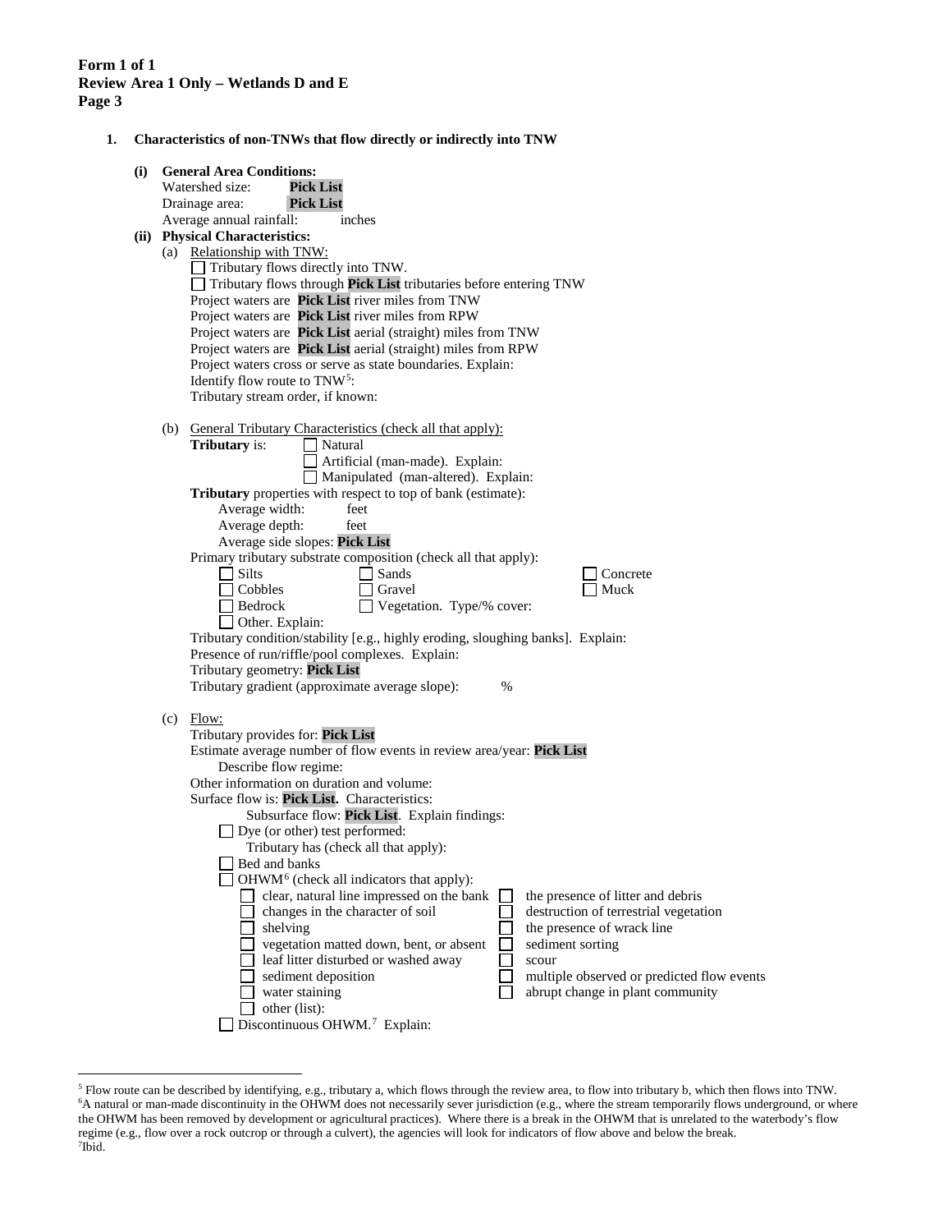**Form 1 of 1**
**Review Area 1 Only – Wetlands D and E**
**Page 3**

**1. Characteristics of non-TNWs that flow directly or indirectly into TNW**

**(i) General Area Conditions:**

Watershed size: **Pick List**
Drainage area: **Pick List**
Average annual rainfall: inches

**(ii) Physical Characteristics:**

(a) Relationship with TNW:

☐ Tributary flows directly into TNW.
☐ Tributary flows through **Pick List** tributaries before entering TNW

Project waters are **Pick List** river miles from TNW
Project waters are **Pick List** river miles from RPW
Project waters are **Pick List** aerial (straight) miles from TNW
Project waters are **Pick List** aerial (straight) miles from RPW
Project waters cross or serve as state boundaries. Explain:
Identify flow route to TNW[5]:
Tributary stream order, if known:

(b) General Tributary Characteristics (check all that apply):

**Tributary** is: ☐ Natural
☐ Artificial (man-made). Explain:
☐ Manipulated (man-altered). Explain:

**Tributary** properties with respect to top of bank (estimate):
Average width: feet
Average depth: feet
Average side slopes: **Pick List**

Primary tributary substrate composition (check all that apply):

☐ Silts ☐ Sands ☐ Concrete
☐ Cobbles ☐ Gravel ☐ Muck
☐ Bedrock ☐ Vegetation. Type/% cover:
☐ Other. Explain:

Tributary condition/stability [e.g., highly eroding, sloughing banks]. Explain:
Presence of run/riffle/pool complexes. Explain:
Tributary geometry: **Pick List**
Tributary gradient (approximate average slope): %

(c) Flow:

Tributary provides for: **Pick List**
Estimate average number of flow events in review area/year: **Pick List**
Describe flow regime:
Other information on duration and volume:
Surface flow is: **Pick List.** Characteristics:
Subsurface flow: **Pick List**. Explain findings:
☐ Dye (or other) test performed:

Tributary has (check all that apply):
☐ Bed and banks
☐ OHWM[6] (check all indicators that apply):

☐ clear, natural line impressed on the bank ☐ the presence of litter and debris
☐ changes in the character of soil ☐ destruction of terrestrial vegetation
☐ shelving ☐ the presence of wrack line
☐ vegetation matted down, bent, or absent ☐ sediment sorting
☐ leaf litter disturbed or washed away ☐ scour
☐ sediment deposition ☐ multiple observed or predicted flow events
☐ water staining ☐ abrupt change in plant community
☐ other (list):

☐ Discontinuous OHWM.[7] Explain:

---

[5] Flow route can be described by identifying, e.g., tributary a, which flows through the review area, to flow into tributary b, which then flows into TNW.
[6] A natural or man-made discontinuity in the OHWM does not necessarily sever jurisdiction (e.g., where the stream temporarily flows underground, or where the OHWM has been removed by development or agricultural practices). Where there is a break in the OHWM that is unrelated to the waterbody's flow regime (e.g., flow over a rock outcrop or through a culvert), the agencies will look for indicators of flow above and below the break.
[7] Ibid.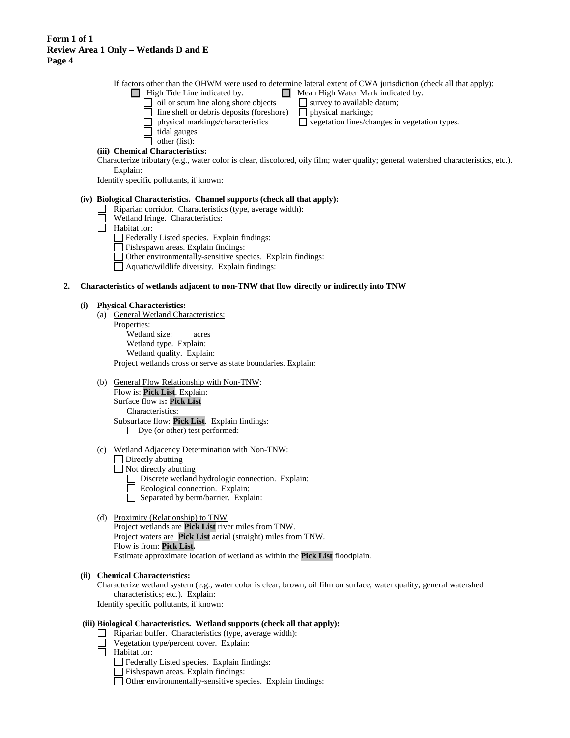**Form 1 of 1**
**Review Area 1 Only – Wetlands D and E**

If factors other than the OHWM were used to determine lateral extent of CWA jurisdiction (check all that apply):

- ☐ High Tide Line indicated by:
  - ☐ oil or scum line along shore objects
  - ☐ fine shell or debris deposits (foreshore)
  - ☐ physical markings/characteristics
  - ☐ tidal gauges
  - ☐ other (list):
- ☐ Mean High Water Mark indicated by:
  - ☐ survey to available datum;
  - ☐ physical markings;
  - ☐ vegetation lines/changes in vegetation types.

**(iii) Chemical Characteristics:**

Characterize tributary (e.g., water color is clear, discolored, oily film; water quality; general watershed characteristics, etc.). Explain:

Identify specific pollutants, if known:

**(iv) Biological Characteristics. Channel supports (check all that apply):**

- ☐ Riparian corridor. Characteristics (type, average width):
- ☐ Wetland fringe. Characteristics:
- ☐ Habitat for:
  - ☐ Federally Listed species. Explain findings:
  - ☐ Fish/spawn areas. Explain findings:
  - ☐ Other environmentally-sensitive species. Explain findings:
  - ☐ Aquatic/wildlife diversity. Explain findings:

**2. Characteristics of wetlands adjacent to non-TNW that flow directly or indirectly into TNW**

**(i) Physical Characteristics:**

(a) General Wetland Characteristics:

Properties:

Wetland size: acres

Wetland type. Explain:

Wetland quality. Explain:

Project wetlands cross or serve as state boundaries. Explain:

(b) General Flow Relationship with Non-TNW:

Flow is: **Pick List**. Explain:

Surface flow is**: Pick List**

Characteristics:

Subsurface flow: **Pick List**. Explain findings:

☐ Dye (or other) test performed:

(c) Wetland Adjacency Determination with Non-TNW:

- ☐ Directly abutting
- ☐ Not directly abutting
  - ☐ Discrete wetland hydrologic connection. Explain:
  - ☐ Ecological connection. Explain:
  - ☐ Separated by berm/barrier. Explain:

(d) Proximity (Relationship) to TNW

Project wetlands are **Pick List** river miles from TNW.

Project waters are **Pick List** aerial (straight) miles from TNW.

Flow is from: **Pick List.**

Estimate approximate location of wetland as within the **Pick List** floodplain.

**(ii) Chemical Characteristics:**

Characterize wetland system (e.g., water color is clear, brown, oil film on surface; water quality; general watershed characteristics; etc.). Explain:

Identify specific pollutants, if known:

**(iii) Biological Characteristics. Wetland supports (check all that apply):**

- ☐ Riparian buffer. Characteristics (type, average width):
- ☐ Vegetation type/percent cover. Explain:
- ☐ Habitat for:
  - ☐ Federally Listed species. Explain findings:
  - ☐ Fish/spawn areas. Explain findings:
  - ☐ Other environmentally-sensitive species. Explain findings: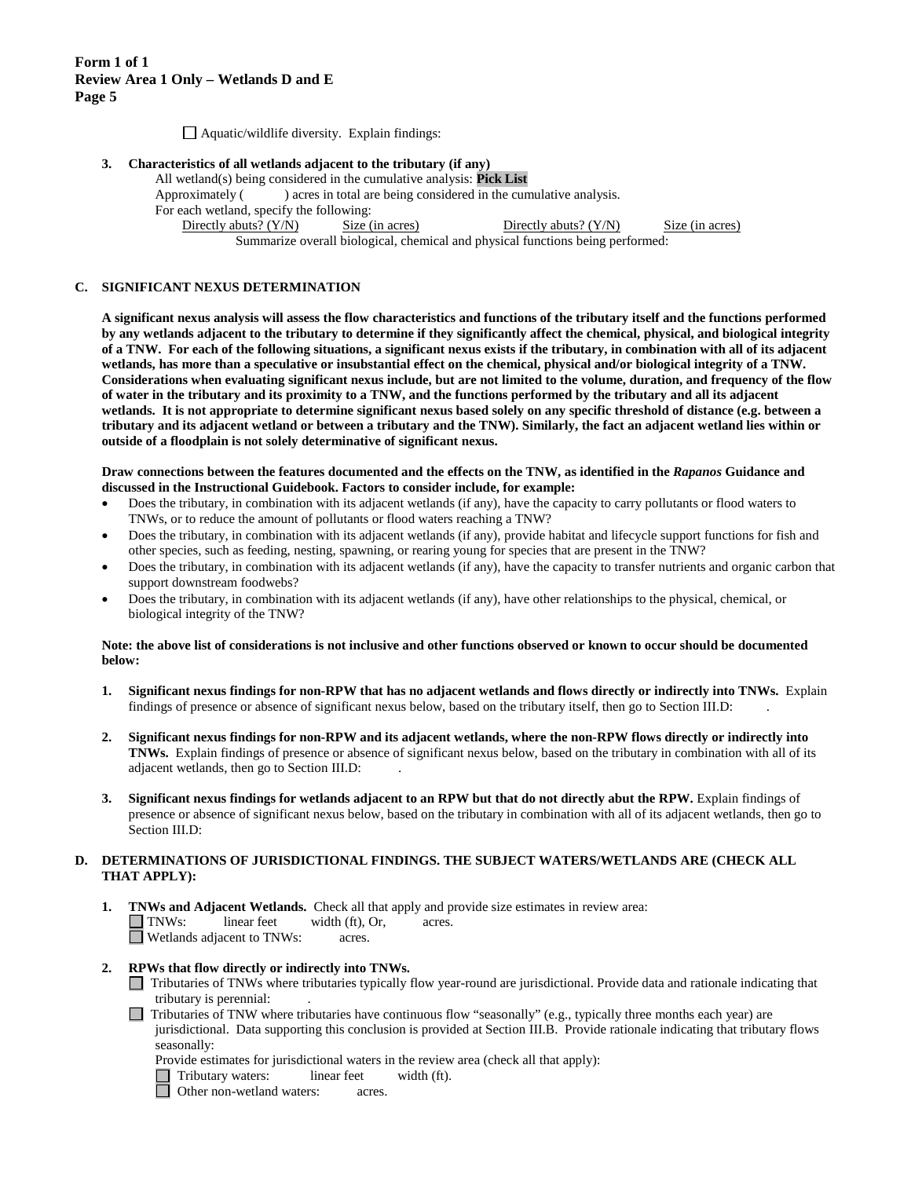**Form 1 of 1**
**Review Area 1 Only – Wetlands D and E**

☐ Aquatic/wildlife diversity. Explain findings:

**3. Characteristics of all wetlands adjacent to the tributary (if any)**

All wetland(s) being considered in the cumulative analysis: **Pick List**

Approximately ( ) acres in total are being considered in the cumulative analysis.

For each wetland, specify the following:

| Directly abuts? (Y/N) | Size (in acres) | Directly abuts? (Y/N) | Size (in acres) |
|---|---|---|---|

Summarize overall biological, chemical and physical functions being performed:

**C. SIGNIFICANT NEXUS DETERMINATION**

**A significant nexus analysis will assess the flow characteristics and functions of the tributary itself and the functions performed by any wetlands adjacent to the tributary to determine if they significantly affect the chemical, physical, and biological integrity of a TNW. For each of the following situations, a significant nexus exists if the tributary, in combination with all of its adjacent wetlands, has more than a speculative or insubstantial effect on the chemical, physical and/or biological integrity of a TNW. Considerations when evaluating significant nexus include, but are not limited to the volume, duration, and frequency of the flow of water in the tributary and its proximity to a TNW, and the functions performed by the tributary and all its adjacent wetlands. It is not appropriate to determine significant nexus based solely on any specific threshold of distance (e.g. between a tributary and its adjacent wetland or between a tributary and the TNW). Similarly, the fact an adjacent wetland lies within or outside of a floodplain is not solely determinative of significant nexus.**

**Draw connections between the features documented and the effects on the TNW, as identified in the *Rapanos* Guidance and discussed in the Instructional Guidebook. Factors to consider include, for example:**

- Does the tributary, in combination with its adjacent wetlands (if any), have the capacity to carry pollutants or flood waters to TNWs, or to reduce the amount of pollutants or flood waters reaching a TNW?
- Does the tributary, in combination with its adjacent wetlands (if any), provide habitat and lifecycle support functions for fish and other species, such as feeding, nesting, spawning, or rearing young for species that are present in the TNW?
- Does the tributary, in combination with its adjacent wetlands (if any), have the capacity to transfer nutrients and organic carbon that support downstream foodwebs?
- Does the tributary, in combination with its adjacent wetlands (if any), have other relationships to the physical, chemical, or biological integrity of the TNW?

**Note: the above list of considerations is not inclusive and other functions observed or known to occur should be documented below:**

1. **Significant nexus findings for non-RPW that has no adjacent wetlands and flows directly or indirectly into TNWs.** Explain findings of presence or absence of significant nexus below, based on the tributary itself, then go to Section III.D: .

2. **Significant nexus findings for non-RPW and its adjacent wetlands, where the non-RPW flows directly or indirectly into TNWs.** Explain findings of presence or absence of significant nexus below, based on the tributary in combination with all of its adjacent wetlands, then go to Section III.D: .

3. **Significant nexus findings for wetlands adjacent to an RPW but that do not directly abut the RPW.** Explain findings of presence or absence of significant nexus below, based on the tributary in combination with all of its adjacent wetlands, then go to Section III.D:

**D. DETERMINATIONS OF JURISDICTIONAL FINDINGS. THE SUBJECT WATERS/WETLANDS ARE (CHECK ALL THAT APPLY):**

1. **TNWs and Adjacent Wetlands.** Check all that apply and provide size estimates in review area:

   ☐ TNWs: linear feet width (ft), Or, acres.

   ☐ Wetlands adjacent to TNWs: acres.

2. **RPWs that flow directly or indirectly into TNWs.**

   ☐ Tributaries of TNWs where tributaries typically flow year-round are jurisdictional. Provide data and rationale indicating that tributary is perennial: .

   ☐ Tributaries of TNW where tributaries have continuous flow "seasonally" (e.g., typically three months each year) are jurisdictional. Data supporting this conclusion is provided at Section III.B. Provide rationale indicating that tributary flows seasonally:

   Provide estimates for jurisdictional waters in the review area (check all that apply):

   ☐ Tributary waters: linear feet width (ft).

   ☐ Other non-wetland waters: acres.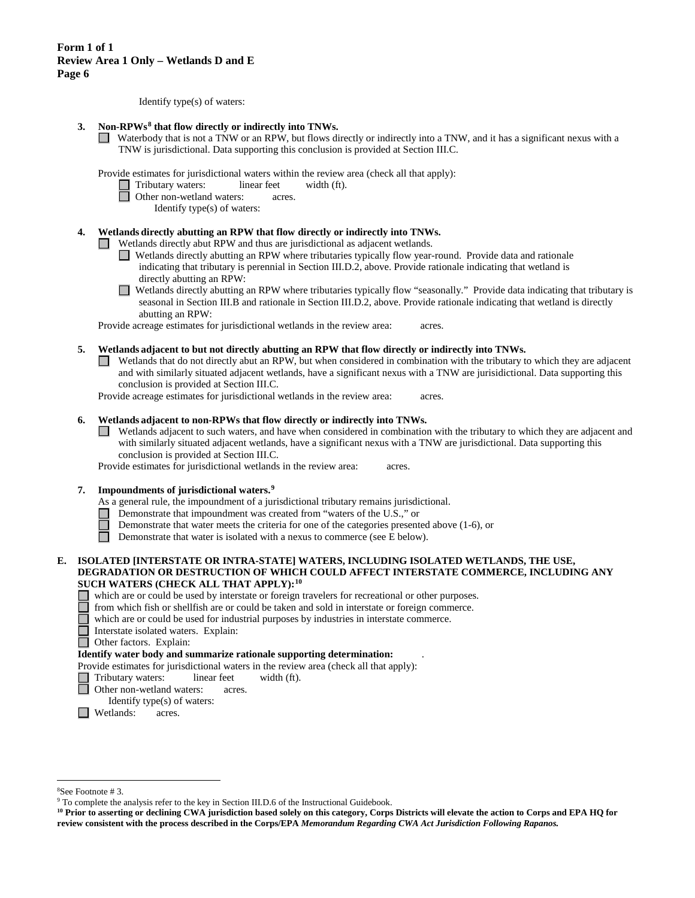**Form 1 of 1**
**Review Area 1 Only – Wetlands D and E**

Identify type(s) of waters:

**3. Non-RPWs[8] that flow directly or indirectly into TNWs.**

☐ Waterbody that is not a TNW or an RPW, but flows directly or indirectly into a TNW, and it has a significant nexus with a TNW is jurisdictional. Data supporting this conclusion is provided at Section III.C.

Provide estimates for jurisdictional waters within the review area (check all that apply):

☐ Tributary waters: linear feet width (ft).

☐ Other non-wetland waters: acres.

Identify type(s) of waters:

**4. Wetlands directly abutting an RPW that flow directly or indirectly into TNWs.**

☐ Wetlands directly abut RPW and thus are jurisdictional as adjacent wetlands.

☐ Wetlands directly abutting an RPW where tributaries typically flow year-round. Provide data and rationale indicating that tributary is perennial in Section III.D.2, above. Provide rationale indicating that wetland is directly abutting an RPW:

☐ Wetlands directly abutting an RPW where tributaries typically flow "seasonally." Provide data indicating that tributary is seasonal in Section III.B and rationale in Section III.D.2, above. Provide rationale indicating that wetland is directly abutting an RPW:

Provide acreage estimates for jurisdictional wetlands in the review area: acres.

**5. Wetlands adjacent to but not directly abutting an RPW that flow directly or indirectly into TNWs.**

☐ Wetlands that do not directly abut an RPW, but when considered in combination with the tributary to which they are adjacent and with similarly situated adjacent wetlands, have a significant nexus with a TNW are jurisidictional. Data supporting this conclusion is provided at Section III.C.

Provide acreage estimates for jurisdictional wetlands in the review area: acres.

**6. Wetlands adjacent to non-RPWs that flow directly or indirectly into TNWs.**

☐ Wetlands adjacent to such waters, and have when considered in combination with the tributary to which they are adjacent and with similarly situated adjacent wetlands, have a significant nexus with a TNW are jurisdictional. Data supporting this conclusion is provided at Section III.C.

Provide estimates for jurisdictional wetlands in the review area: acres.

**7. Impoundments of jurisdictional waters.[9]**

As a general rule, the impoundment of a jurisdictional tributary remains jurisdictional.

☐ Demonstrate that impoundment was created from "waters of the U.S.," or

☐ Demonstrate that water meets the criteria for one of the categories presented above (1-6), or

☐ Demonstrate that water is isolated with a nexus to commerce (see E below).

**E. ISOLATED [INTERSTATE OR INTRA-STATE] WATERS, INCLUDING ISOLATED WETLANDS, THE USE, DEGRADATION OR DESTRUCTION OF WHICH COULD AFFECT INTERSTATE COMMERCE, INCLUDING ANY SUCH WATERS (CHECK ALL THAT APPLY):[10]**

☐ which are or could be used by interstate or foreign travelers for recreational or other purposes.

☐ from which fish or shellfish are or could be taken and sold in interstate or foreign commerce.

☐ which are or could be used for industrial purposes by industries in interstate commerce.

☐ Interstate isolated waters. Explain:

☐ Other factors. Explain:

**Identify water body and summarize rationale supporting determination:** .

Provide estimates for jurisdictional waters in the review area (check all that apply):

☐ Tributary waters: linear feet width (ft).

☐ Other non-wetland waters: acres.

Identify type(s) of waters:

☐ Wetlands: acres.

---

[8]See Footnote # 3.

[9] To complete the analysis refer to the key in Section III.D.6 of the Instructional Guidebook.

**[10] Prior to asserting or declining CWA jurisdiction based solely on this category, Corps Districts will elevate the action to Corps and EPA HQ for review consistent with the process described in the Corps/EPA *Memorandum Regarding CWA Act Jurisdiction Following Rapanos.***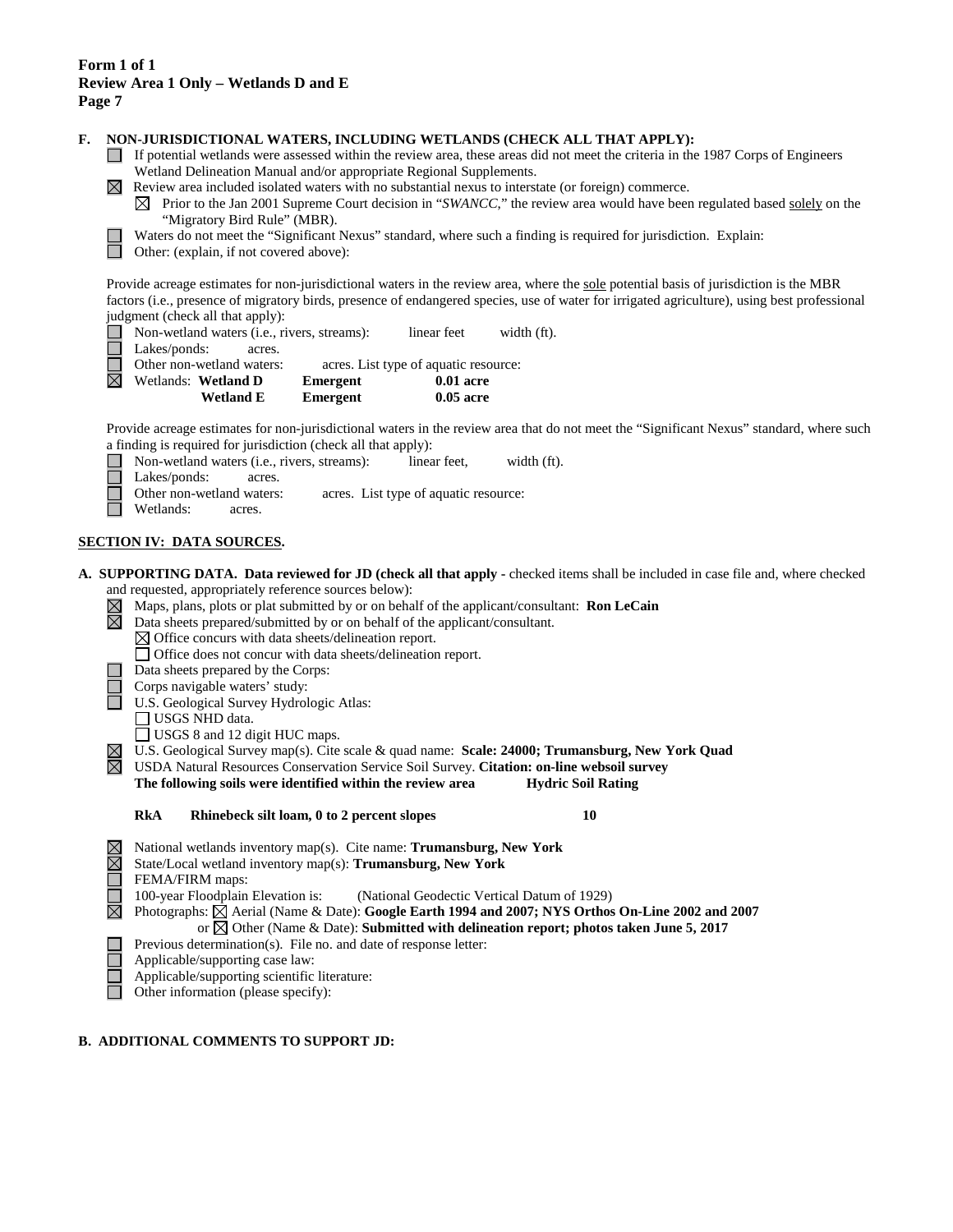**Form 1 of 1**
**Review Area 1 Only – Wetlands D and E**
**Page 7**

**F. NON-JURISDICTIONAL WATERS, INCLUDING WETLANDS (CHECK ALL THAT APPLY):**

☐ If potential wetlands were assessed within the review area, these areas did not meet the criteria in the 1987 Corps of Engineers Wetland Delineation Manual and/or appropriate Regional Supplements.

☒ Review area included isolated waters with no substantial nexus to interstate (or foreign) commerce.

☒ Prior to the Jan 2001 Supreme Court decision in "*SWANCC*," the review area would have been regulated based solely on the "Migratory Bird Rule" (MBR).

☐ Waters do not meet the "Significant Nexus" standard, where such a finding is required for jurisdiction. Explain:

☐ Other: (explain, if not covered above):

Provide acreage estimates for non-jurisdictional waters in the review area, where the sole potential basis of jurisdiction is the MBR factors (i.e., presence of migratory birds, presence of endangered species, use of water for irrigated agriculture), using best professional judgment (check all that apply):

☐ Non-wetland waters (i.e., rivers, streams): linear feet width (ft).

☐ Lakes/ponds: acres.

☐ Other non-wetland waters: acres. List type of aquatic resource:

☒ Wetlands: **Wetland D** **Emergent** **0.01 acre**
**Wetland E** **Emergent** **0.05 acre**

Provide acreage estimates for non-jurisdictional waters in the review area that do not meet the "Significant Nexus" standard, where such a finding is required for jurisdiction (check all that apply):

☐ Non-wetland waters (i.e., rivers, streams): linear feet, width (ft).

☐ Lakes/ponds: acres.

☐ Other non-wetland waters: acres. List type of aquatic resource:

☐ Wetlands: acres.

## SECTION IV: DATA SOURCES.

**A. SUPPORTING DATA. Data reviewed for JD (check all that apply** - checked items shall be included in case file and, where checked and requested, appropriately reference sources below):

☒ Maps, plans, plots or plat submitted by or on behalf of the applicant/consultant: **Ron LeCain**

☒ Data sheets prepared/submitted by or on behalf of the applicant/consultant.

☒ Office concurs with data sheets/delineation report.

☐ Office does not concur with data sheets/delineation report.

☐ Data sheets prepared by the Corps:

☐ Corps navigable waters' study:

☐ U.S. Geological Survey Hydrologic Atlas:

☐ USGS NHD data.

☐ USGS 8 and 12 digit HUC maps.

☒ U.S. Geological Survey map(s). Cite scale & quad name: **Scale: 24000; Trumansburg, New York Quad**

☒ USDA Natural Resources Conservation Service Soil Survey. **Citation: on-line websoil survey**

**The following soils were identified within the review area** **Hydric Soil Rating**

**RkA** **Rhinebeck silt loam, 0 to 2 percent slopes** **10**

☒ National wetlands inventory map(s). Cite name: **Trumansburg, New York**

☒ State/Local wetland inventory map(s): **Trumansburg, New York**

☐ FEMA/FIRM maps:

☐ 100-year Floodplain Elevation is: (National Geodectic Vertical Datum of 1929)

☒ Photographs: ☒ Aerial (Name & Date): **Google Earth 1994 and 2007; NYS Orthos On-Line 2002 and 2007**
or ☒ Other (Name & Date): **Submitted with delineation report; photos taken June 5, 2017**

☐ Previous determination(s). File no. and date of response letter:

☐ Applicable/supporting case law:

☐ Applicable/supporting scientific literature:

☐ Other information (please specify):

**B. ADDITIONAL COMMENTS TO SUPPORT JD:**